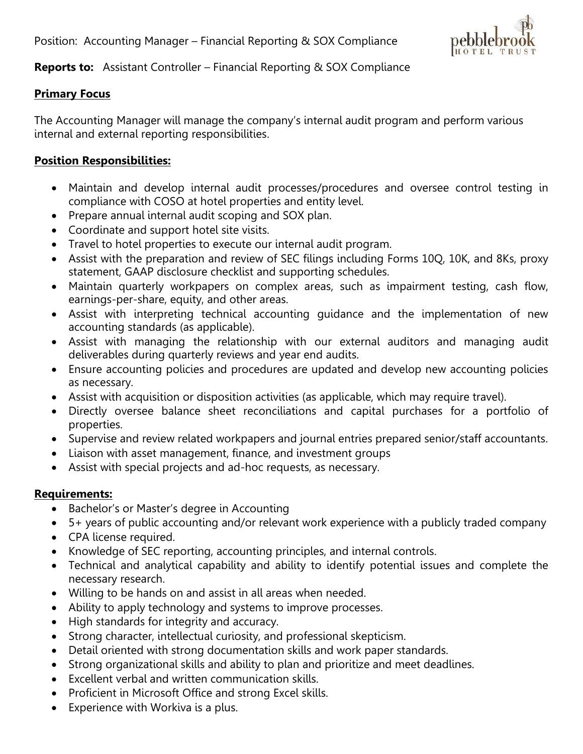Position: Accounting Manager – Financial Reporting & SOX Compliance

**Reports to:** Assistant Controller – Financial Reporting & SOX Compliance

## Primary Focus

The Accounting Manager will manage the company's internal audit program and perform various internal and external reporting responsibilities.

## Position Responsibilities:

- Maintain and develop internal audit processes/procedures and oversee control testing in compliance with COSO at hotel properties and entity level.
- Prepare annual internal audit scoping and SOX plan.
- Coordinate and support hotel site visits.
- Travel to hotel properties to execute our internal audit program.
- Assist with the preparation and review of SEC filings including Forms 10Q, 10K, and 8Ks, proxy statement, GAAP disclosure checklist and supporting schedules.
- Maintain quarterly workpapers on complex areas, such as impairment testing, cash flow, earnings-per-share, equity, and other areas.
- Assist with interpreting technical accounting guidance and the implementation of new accounting standards (as applicable).
- Assist with managing the relationship with our external auditors and managing audit deliverables during quarterly reviews and year end audits.
- Ensure accounting policies and procedures are updated and develop new accounting policies as necessary.
- Assist with acquisition or disposition activities (as applicable, which may require travel).
- Directly oversee balance sheet reconciliations and capital purchases for a portfolio of properties.
- Supervise and review related workpapers and journal entries prepared senior/staff accountants.
- Liaison with asset management, finance, and investment groups
- Assist with special projects and ad-hoc requests, as necessary.

## Requirements:

- Bachelor's or Master's degree in Accounting
- 5+ years of public accounting and/or relevant work experience with a publicly traded company
- CPA license required.
- Knowledge of SEC reporting, accounting principles, and internal controls.
- Technical and analytical capability and ability to identify potential issues and complete the necessary research.
- Willing to be hands on and assist in all areas when needed.
- Ability to apply technology and systems to improve processes.
- High standards for integrity and accuracy.
- Strong character, intellectual curiosity, and professional skepticism.
- Detail oriented with strong documentation skills and work paper standards.
- Strong organizational skills and ability to plan and prioritize and meet deadlines.
- Excellent verbal and written communication skills.
- Proficient in Microsoft Office and strong Excel skills.
- Experience with Workiva is a plus.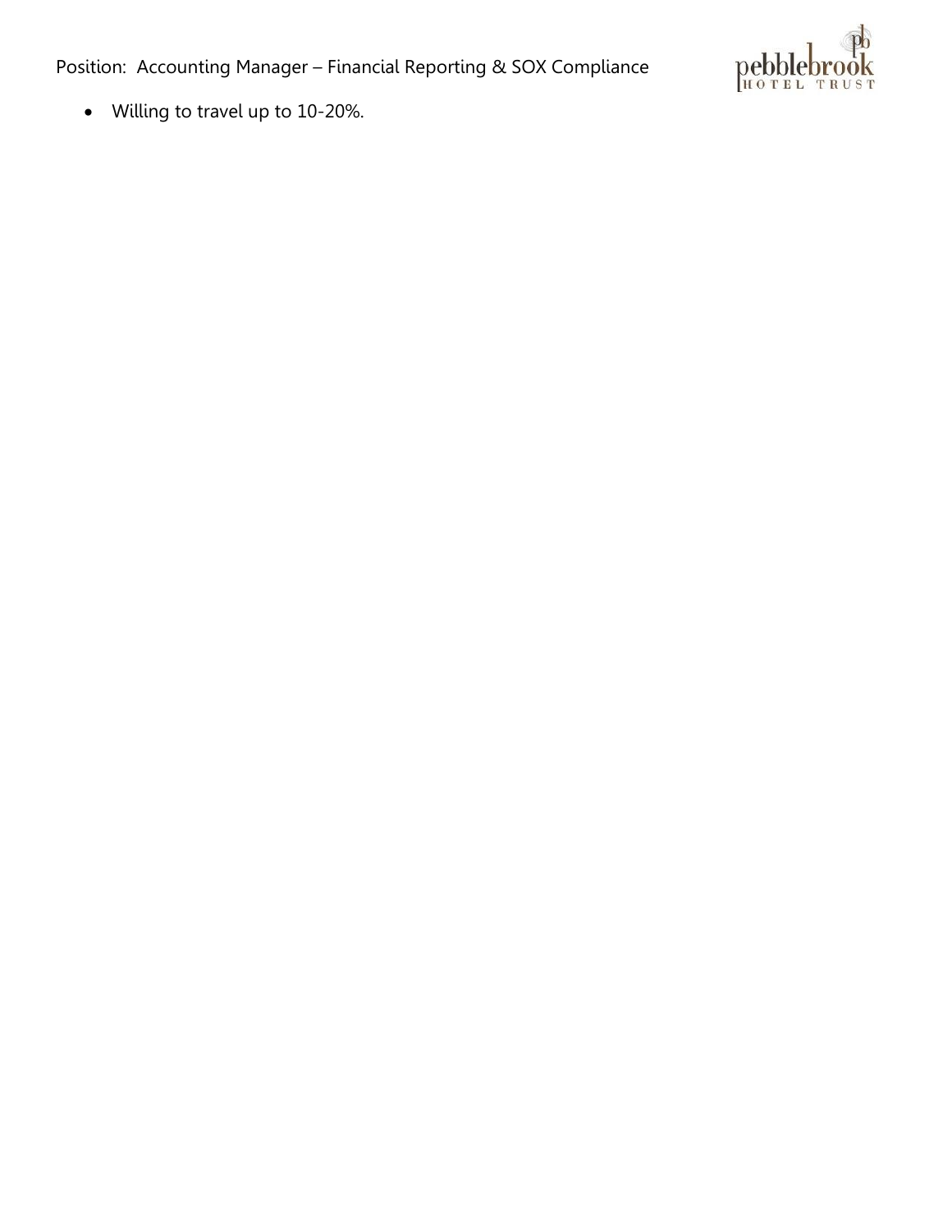- Willing to travel up to 10-20%.